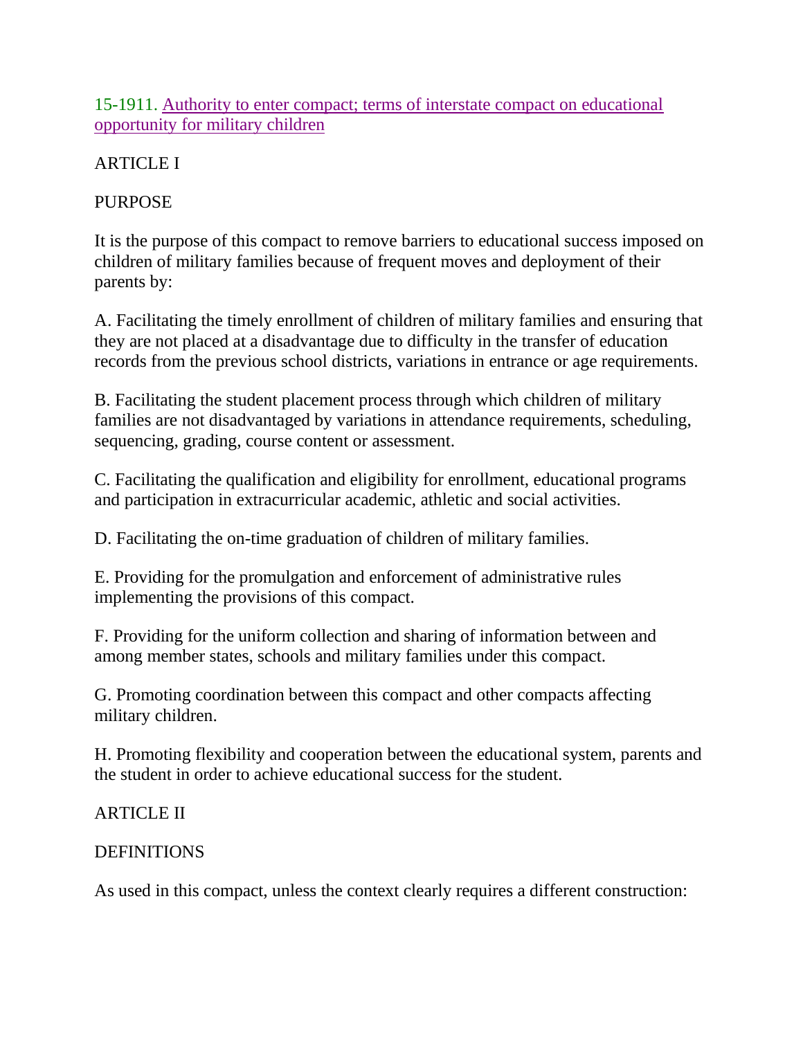# 15-1911. Authority to enter compact; terms of interstate compact on educational opportunity for military children

## ARTICLE I

### PURPOSE

It is the purpose of this compact to remove barriers to educational success imposed on children of military families because of frequent moves and deployment of their parents by:

A. Facilitating the timely enrollment of children of military families and ensuring that they are not placed at a disadvantage due to difficulty in the transfer of education records from the previous school districts, variations in entrance or age requirements.

B. Facilitating the student placement process through which children of military families are not disadvantaged by variations in attendance requirements, scheduling, sequencing, grading, course content or assessment.

C. Facilitating the qualification and eligibility for enrollment, educational programs and participation in extracurricular academic, athletic and social activities.

D. Facilitating the on-time graduation of children of military families.

E. Providing for the promulgation and enforcement of administrative rules implementing the provisions of this compact.

F. Providing for the uniform collection and sharing of information between and among member states, schools and military families under this compact.

G. Promoting coordination between this compact and other compacts affecting military children.

H. Promoting flexibility and cooperation between the educational system, parents and the student in order to achieve educational success for the student.

## ARTICLE II

### DEFINITIONS

As used in this compact, unless the context clearly requires a different construction: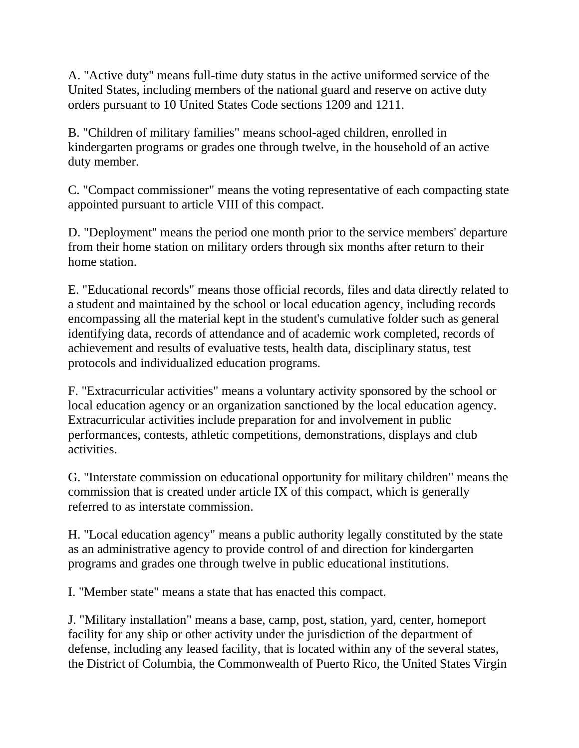A. "Active duty" means full-time duty status in the active uniformed service of the United States, including members of the national guard and reserve on active duty orders pursuant to 10 United States Code sections 1209 and 1211.

B. "Children of military families" means school-aged children, enrolled in kindergarten programs or grades one through twelve, in the household of an active duty member.

C. "Compact commissioner" means the voting representative of each compacting state appointed pursuant to article VIII of this compact.

D. "Deployment" means the period one month prior to the service members' departure from their home station on military orders through six months after return to their home station.

E. "Educational records" means those official records, files and data directly related to a student and maintained by the school or local education agency, including records encompassing all the material kept in the student's cumulative folder such as general identifying data, records of attendance and of academic work completed, records of achievement and results of evaluative tests, health data, disciplinary status, test protocols and individualized education programs.

F. "Extracurricular activities" means a voluntary activity sponsored by the school or local education agency or an organization sanctioned by the local education agency. Extracurricular activities include preparation for and involvement in public performances, contests, athletic competitions, demonstrations, displays and club activities.

G. "Interstate commission on educational opportunity for military children" means the commission that is created under article IX of this compact, which is generally referred to as interstate commission.

H. "Local education agency" means a public authority legally constituted by the state as an administrative agency to provide control of and direction for kindergarten programs and grades one through twelve in public educational institutions.

I. "Member state" means a state that has enacted this compact.

J. "Military installation" means a base, camp, post, station, yard, center, homeport facility for any ship or other activity under the jurisdiction of the department of defense, including any leased facility, that is located within any of the several states, the District of Columbia, the Commonwealth of Puerto Rico, the United States Virgin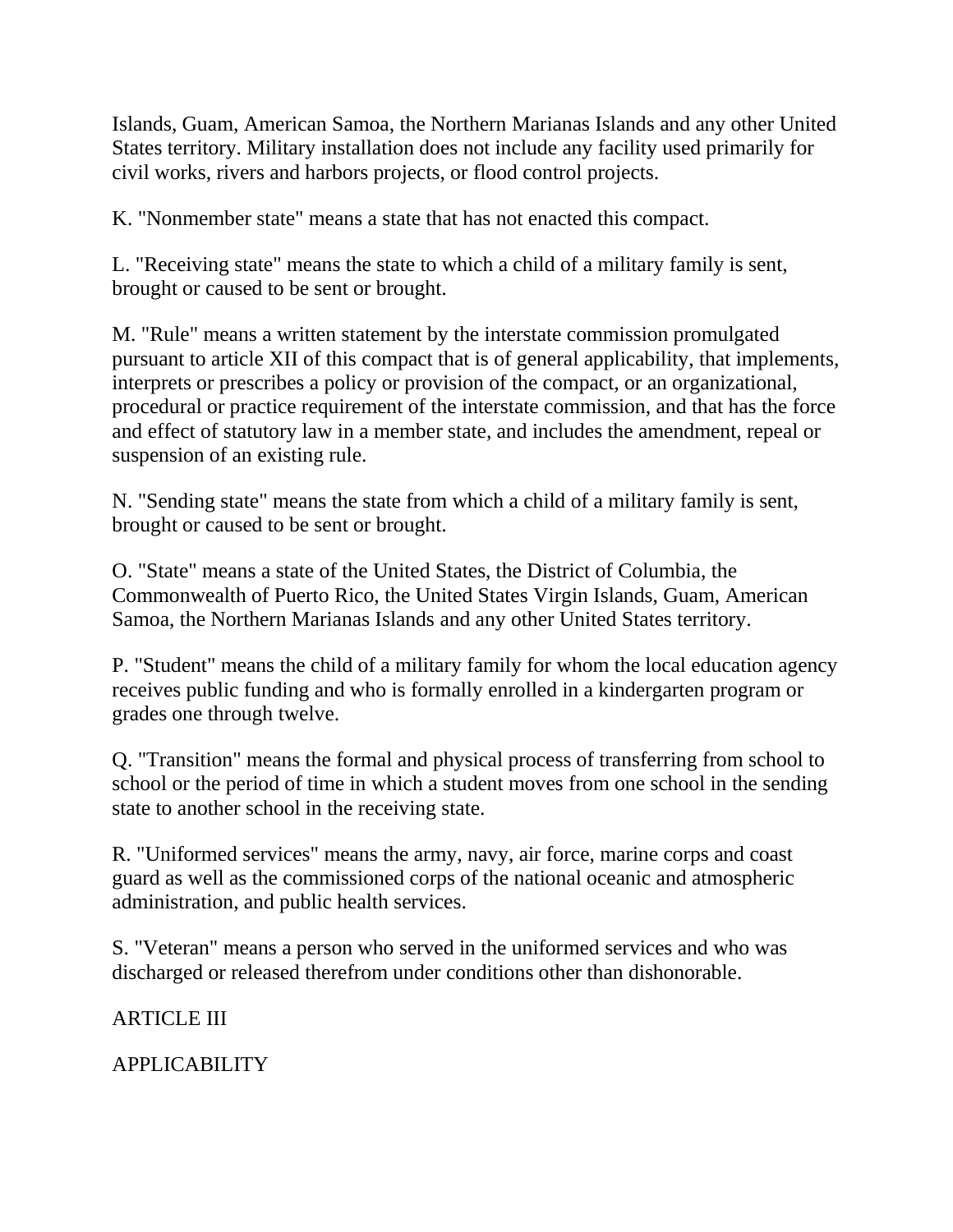Islands, Guam, American Samoa, the Northern Marianas Islands and any other United States territory. Military installation does not include any facility used primarily for civil works, rivers and harbors projects, or flood control projects.

K. "Nonmember state" means a state that has not enacted this compact.

L. "Receiving state" means the state to which a child of a military family is sent, brought or caused to be sent or brought.

M. "Rule" means a written statement by the interstate commission promulgated pursuant to article XII of this compact that is of general applicability, that implements, interprets or prescribes a policy or provision of the compact, or an organizational, procedural or practice requirement of the interstate commission, and that has the force and effect of statutory law in a member state, and includes the amendment, repeal or suspension of an existing rule.

N. "Sending state" means the state from which a child of a military family is sent, brought or caused to be sent or brought.

O. "State" means a state of the United States, the District of Columbia, the Commonwealth of Puerto Rico, the United States Virgin Islands, Guam, American Samoa, the Northern Marianas Islands and any other United States territory.

P. "Student" means the child of a military family for whom the local education agency receives public funding and who is formally enrolled in a kindergarten program or grades one through twelve.

Q. "Transition" means the formal and physical process of transferring from school to school or the period of time in which a student moves from one school in the sending state to another school in the receiving state.

R. "Uniformed services" means the army, navy, air force, marine corps and coast guard as well as the commissioned corps of the national oceanic and atmospheric administration, and public health services.

S. "Veteran" means a person who served in the uniformed services and who was discharged or released therefrom under conditions other than dishonorable.

ARTICLE III

APPLICABILITY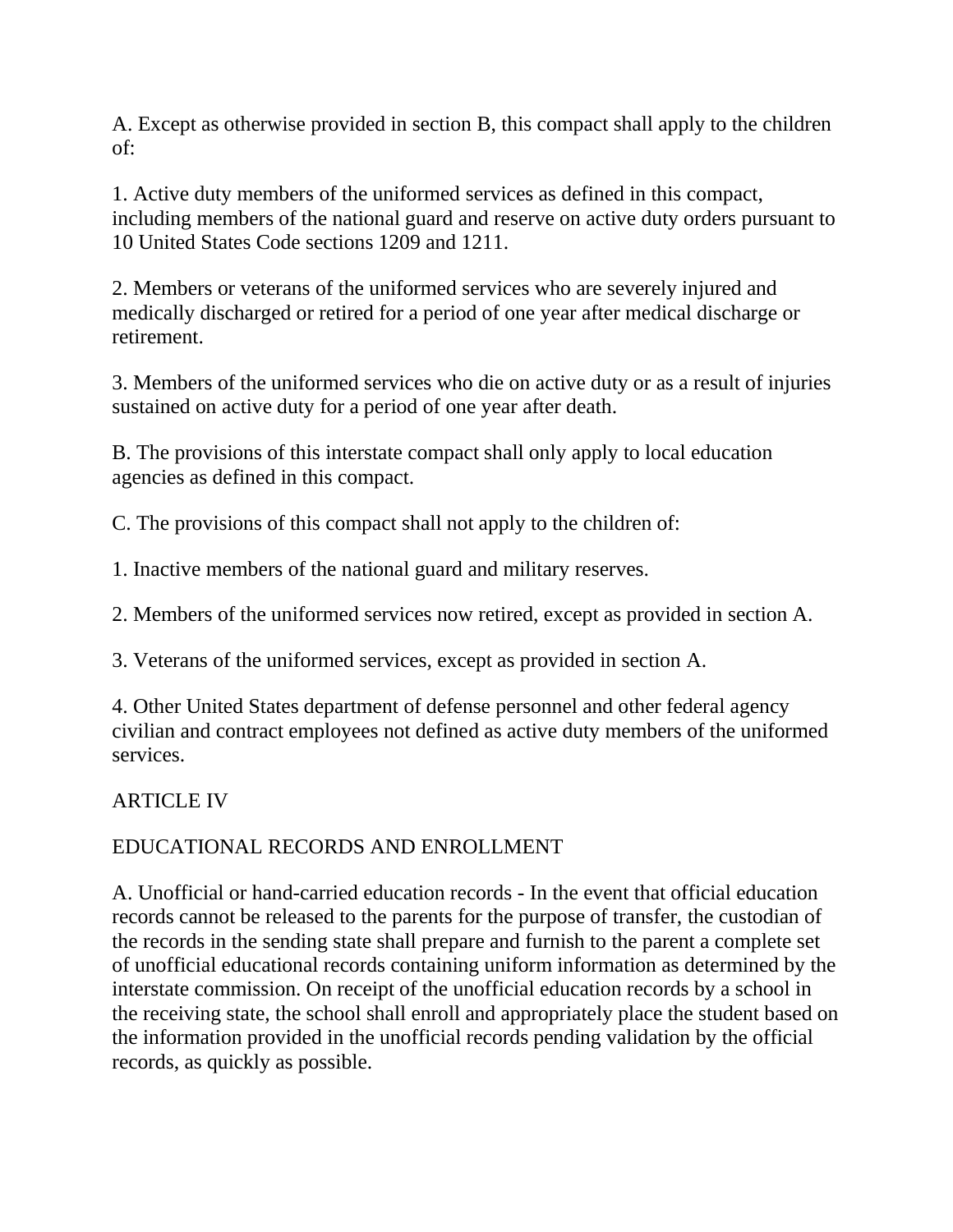A. Except as otherwise provided in section B, this compact shall apply to the children of:

1. Active duty members of the uniformed services as defined in this compact, including members of the national guard and reserve on active duty orders pursuant to 10 United States Code sections 1209 and 1211.

2. Members or veterans of the uniformed services who are severely injured and medically discharged or retired for a period of one year after medical discharge or retirement.

3. Members of the uniformed services who die on active duty or as a result of injuries sustained on active duty for a period of one year after death.

B. The provisions of this interstate compact shall only apply to local education agencies as defined in this compact.

C. The provisions of this compact shall not apply to the children of:

1. Inactive members of the national guard and military reserves.

2. Members of the uniformed services now retired, except as provided in section A.

3. Veterans of the uniformed services, except as provided in section A.

4. Other United States department of defense personnel and other federal agency civilian and contract employees not defined as active duty members of the uniformed services.

## ARTICLE IV

## EDUCATIONAL RECORDS AND ENROLLMENT

A. Unofficial or hand-carried education records - In the event that official education records cannot be released to the parents for the purpose of transfer, the custodian of the records in the sending state shall prepare and furnish to the parent a complete set of unofficial educational records containing uniform information as determined by the interstate commission. On receipt of the unofficial education records by a school in the receiving state, the school shall enroll and appropriately place the student based on the information provided in the unofficial records pending validation by the official records, as quickly as possible.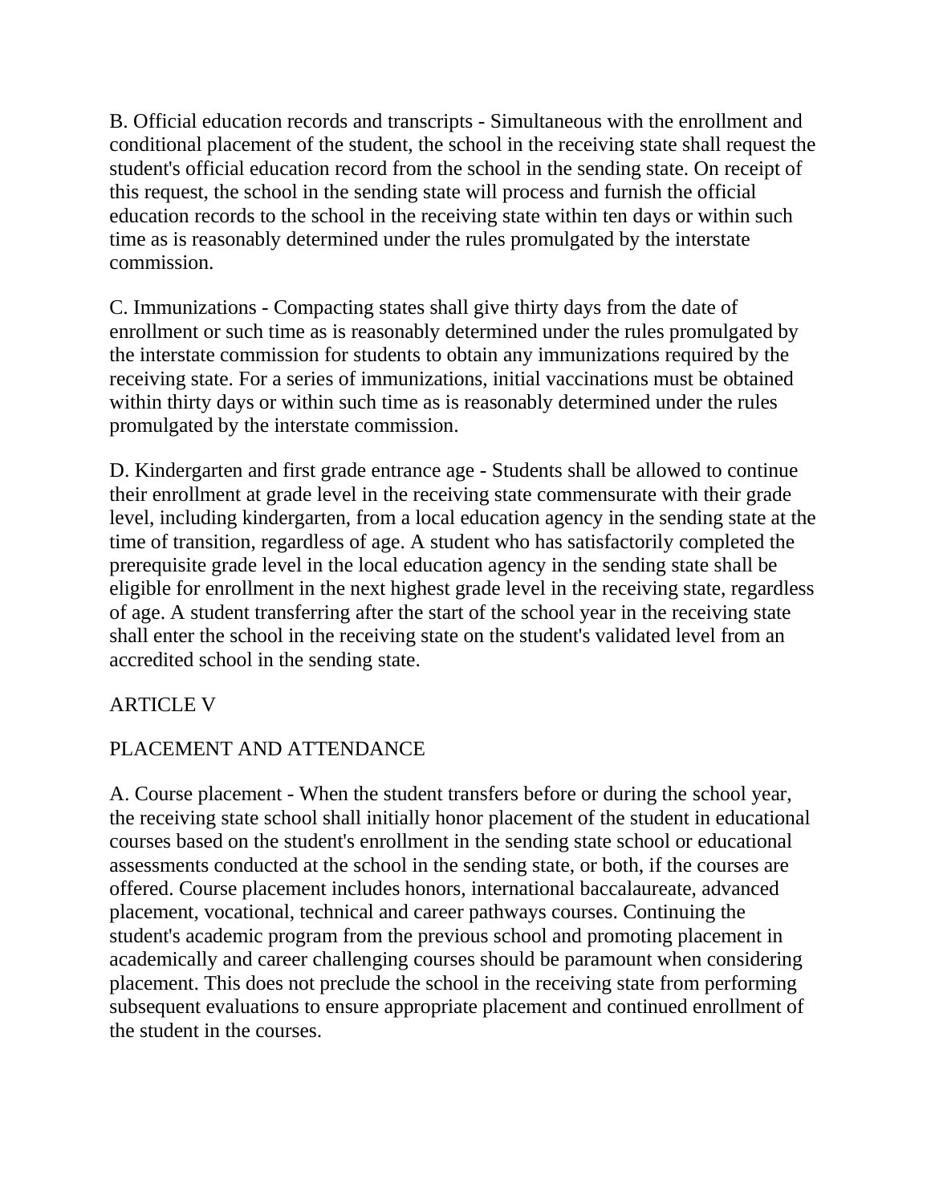B. Official education records and transcripts - Simultaneous with the enrollment and conditional placement of the student, the school in the receiving state shall request the student's official education record from the school in the sending state. On receipt of this request, the school in the sending state will process and furnish the official education records to the school in the receiving state within ten days or within such time as is reasonably determined under the rules promulgated by the interstate commission.

C. Immunizations - Compacting states shall give thirty days from the date of enrollment or such time as is reasonably determined under the rules promulgated by the interstate commission for students to obtain any immunizations required by the receiving state. For a series of immunizations, initial vaccinations must be obtained within thirty days or within such time as is reasonably determined under the rules promulgated by the interstate commission.

D. Kindergarten and first grade entrance age - Students shall be allowed to continue their enrollment at grade level in the receiving state commensurate with their grade level, including kindergarten, from a local education agency in the sending state at the time of transition, regardless of age. A student who has satisfactorily completed the prerequisite grade level in the local education agency in the sending state shall be eligible for enrollment in the next highest grade level in the receiving state, regardless of age. A student transferring after the start of the school year in the receiving state shall enter the school in the receiving state on the student's validated level from an accredited school in the sending state.

## ARTICLE V

## PLACEMENT AND ATTENDANCE

A. Course placement - When the student transfers before or during the school year, the receiving state school shall initially honor placement of the student in educational courses based on the student's enrollment in the sending state school or educational assessments conducted at the school in the sending state, or both, if the courses are offered. Course placement includes honors, international baccalaureate, advanced placement, vocational, technical and career pathways courses. Continuing the student's academic program from the previous school and promoting placement in academically and career challenging courses should be paramount when considering placement. This does not preclude the school in the receiving state from performing subsequent evaluations to ensure appropriate placement and continued enrollment of the student in the courses.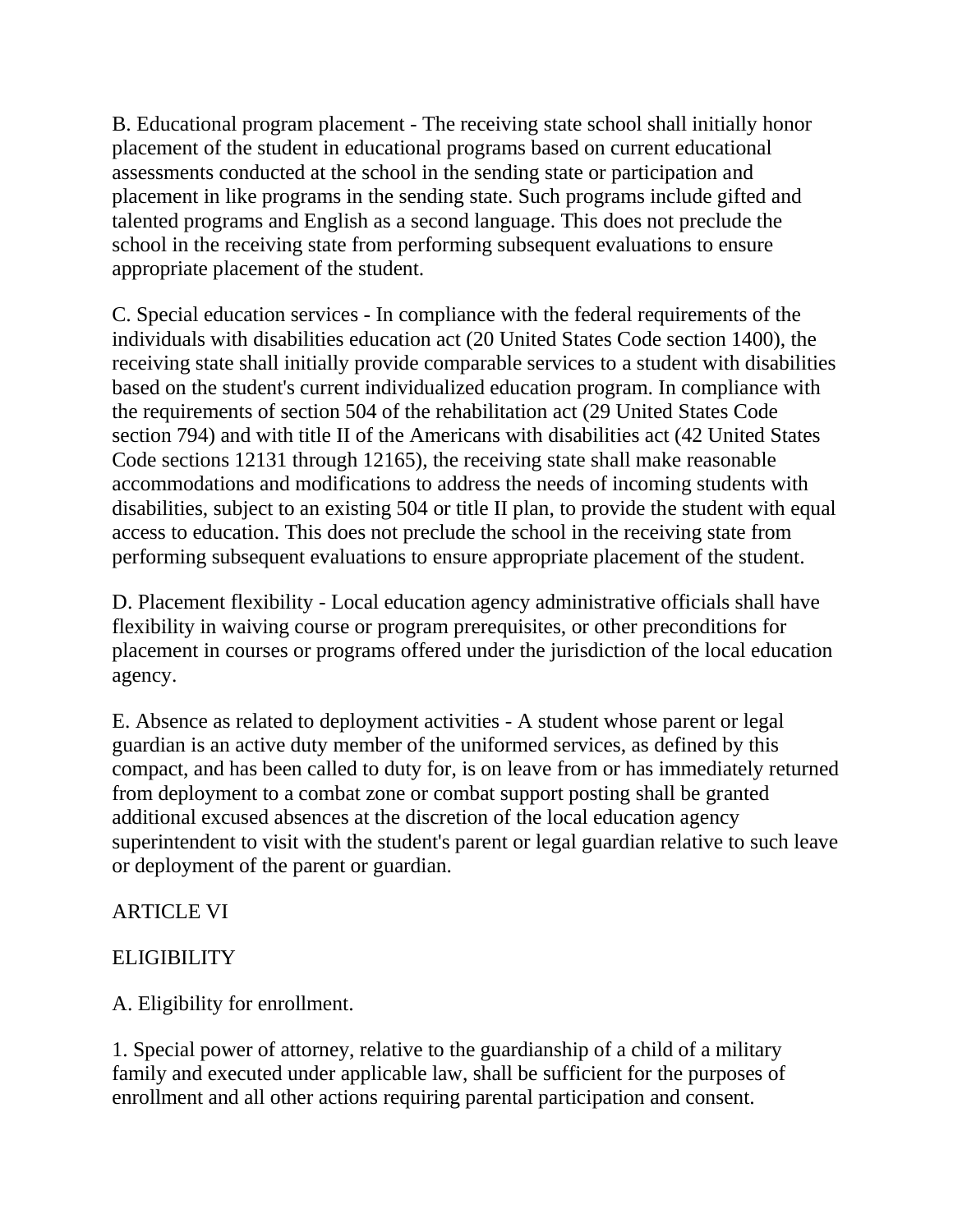B. Educational program placement - The receiving state school shall initially honor placement of the student in educational programs based on current educational assessments conducted at the school in the sending state or participation and placement in like programs in the sending state. Such programs include gifted and talented programs and English as a second language. This does not preclude the school in the receiving state from performing subsequent evaluations to ensure appropriate placement of the student.

C. Special education services - In compliance with the federal requirements of the individuals with disabilities education act (20 United States Code section 1400), the receiving state shall initially provide comparable services to a student with disabilities based on the student's current individualized education program. In compliance with the requirements of section 504 of the rehabilitation act (29 United States Code section 794) and with title II of the Americans with disabilities act (42 United States Code sections 12131 through 12165), the receiving state shall make reasonable accommodations and modifications to address the needs of incoming students with disabilities, subject to an existing 504 or title II plan, to provide the student with equal access to education. This does not preclude the school in the receiving state from performing subsequent evaluations to ensure appropriate placement of the student.

D. Placement flexibility - Local education agency administrative officials shall have flexibility in waiving course or program prerequisites, or other preconditions for placement in courses or programs offered under the jurisdiction of the local education agency.

E. Absence as related to deployment activities - A student whose parent or legal guardian is an active duty member of the uniformed services, as defined by this compact, and has been called to duty for, is on leave from or has immediately returned from deployment to a combat zone or combat support posting shall be granted additional excused absences at the discretion of the local education agency superintendent to visit with the student's parent or legal guardian relative to such leave or deployment of the parent or guardian.

ARTICLE VI

ELIGIBILITY

A. Eligibility for enrollment.

1. Special power of attorney, relative to the guardianship of a child of a military family and executed under applicable law, shall be sufficient for the purposes of enrollment and all other actions requiring parental participation and consent.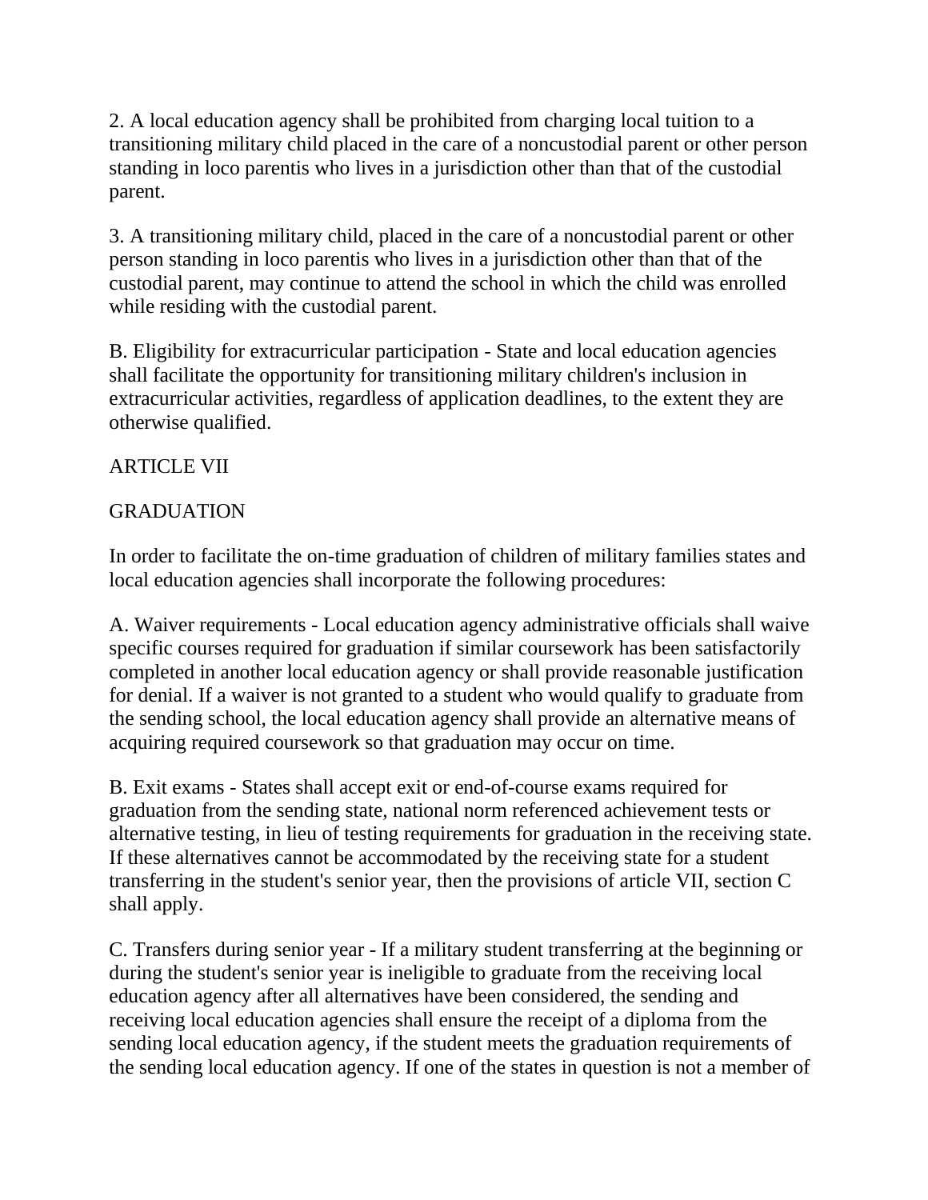2. A local education agency shall be prohibited from charging local tuition to a transitioning military child placed in the care of a noncustodial parent or other person standing in loco parentis who lives in a jurisdiction other than that of the custodial parent.

3. A transitioning military child, placed in the care of a noncustodial parent or other person standing in loco parentis who lives in a jurisdiction other than that of the custodial parent, may continue to attend the school in which the child was enrolled while residing with the custodial parent.

B. Eligibility for extracurricular participation - State and local education agencies shall facilitate the opportunity for transitioning military children's inclusion in extracurricular activities, regardless of application deadlines, to the extent they are otherwise qualified.

ARTICLE VII

GRADUATION

In order to facilitate the on-time graduation of children of military families states and local education agencies shall incorporate the following procedures:

A. Waiver requirements - Local education agency administrative officials shall waive specific courses required for graduation if similar coursework has been satisfactorily completed in another local education agency or shall provide reasonable justification for denial. If a waiver is not granted to a student who would qualify to graduate from the sending school, the local education agency shall provide an alternative means of acquiring required coursework so that graduation may occur on time.

B. Exit exams - States shall accept exit or end-of-course exams required for graduation from the sending state, national norm referenced achievement tests or alternative testing, in lieu of testing requirements for graduation in the receiving state. If these alternatives cannot be accommodated by the receiving state for a student transferring in the student's senior year, then the provisions of article VII, section C shall apply.

C. Transfers during senior year - If a military student transferring at the beginning or during the student's senior year is ineligible to graduate from the receiving local education agency after all alternatives have been considered, the sending and receiving local education agencies shall ensure the receipt of a diploma from the sending local education agency, if the student meets the graduation requirements of the sending local education agency. If one of the states in question is not a member of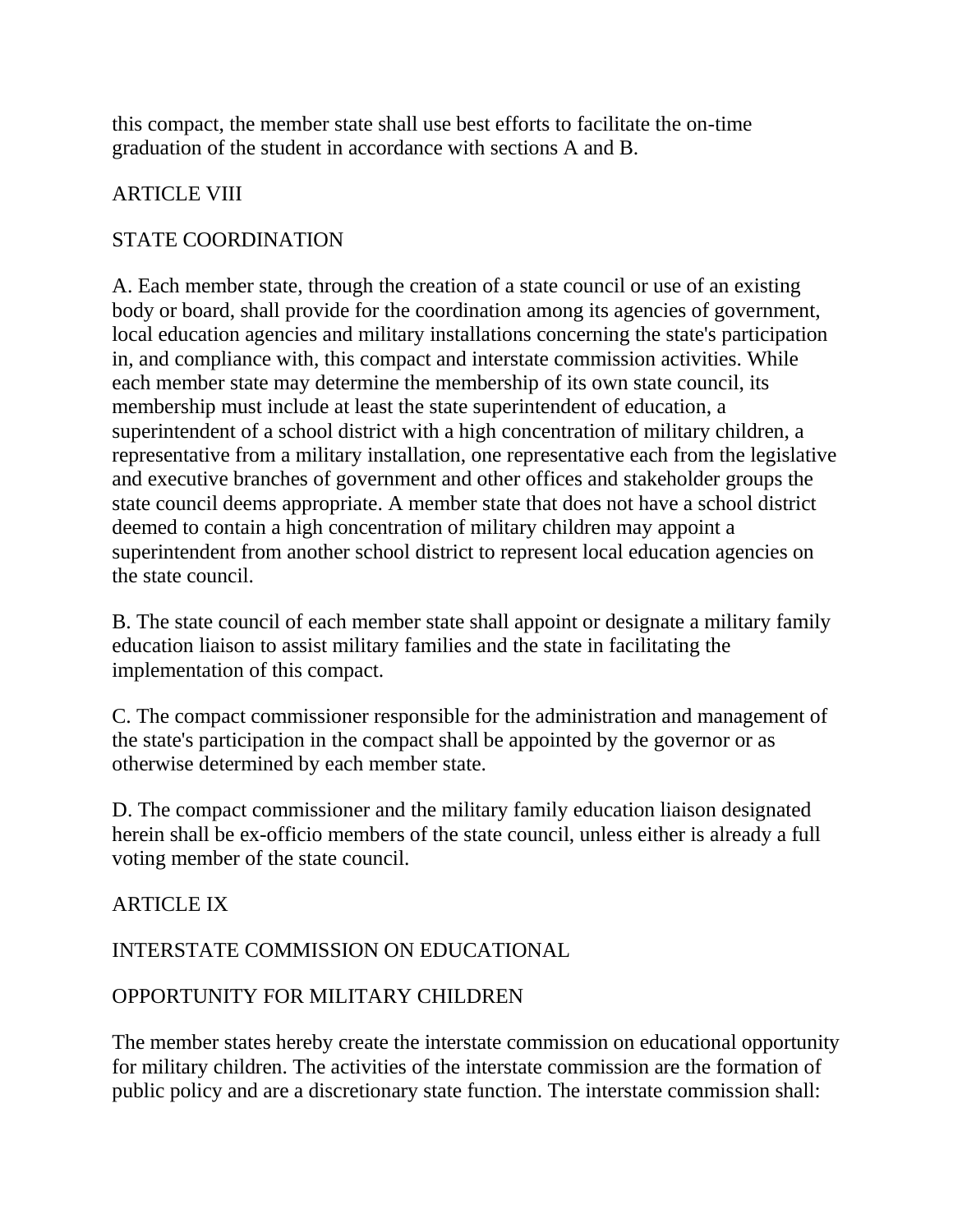this compact, the member state shall use best efforts to facilitate the on-time graduation of the student in accordance with sections A and B.

## ARTICLE VIII

## STATE COORDINATION

A. Each member state, through the creation of a state council or use of an existing body or board, shall provide for the coordination among its agencies of government, local education agencies and military installations concerning the state's participation in, and compliance with, this compact and interstate commission activities. While each member state may determine the membership of its own state council, its membership must include at least the state superintendent of education, a superintendent of a school district with a high concentration of military children, a representative from a military installation, one representative each from the legislative and executive branches of government and other offices and stakeholder groups the state council deems appropriate. A member state that does not have a school district deemed to contain a high concentration of military children may appoint a superintendent from another school district to represent local education agencies on the state council.

B. The state council of each member state shall appoint or designate a military family education liaison to assist military families and the state in facilitating the implementation of this compact.

C. The compact commissioner responsible for the administration and management of the state's participation in the compact shall be appointed by the governor or as otherwise determined by each member state.

D. The compact commissioner and the military family education liaison designated herein shall be ex-officio members of the state council, unless either is already a full voting member of the state council.

## ARTICLE IX

## INTERSTATE COMMISSION ON EDUCATIONAL OPPORTUNITY FOR MILITARY CHILDREN

The member states hereby create the interstate commission on educational opportunity for military children. The activities of the interstate commission are the formation of public policy and are a discretionary state function. The interstate commission shall: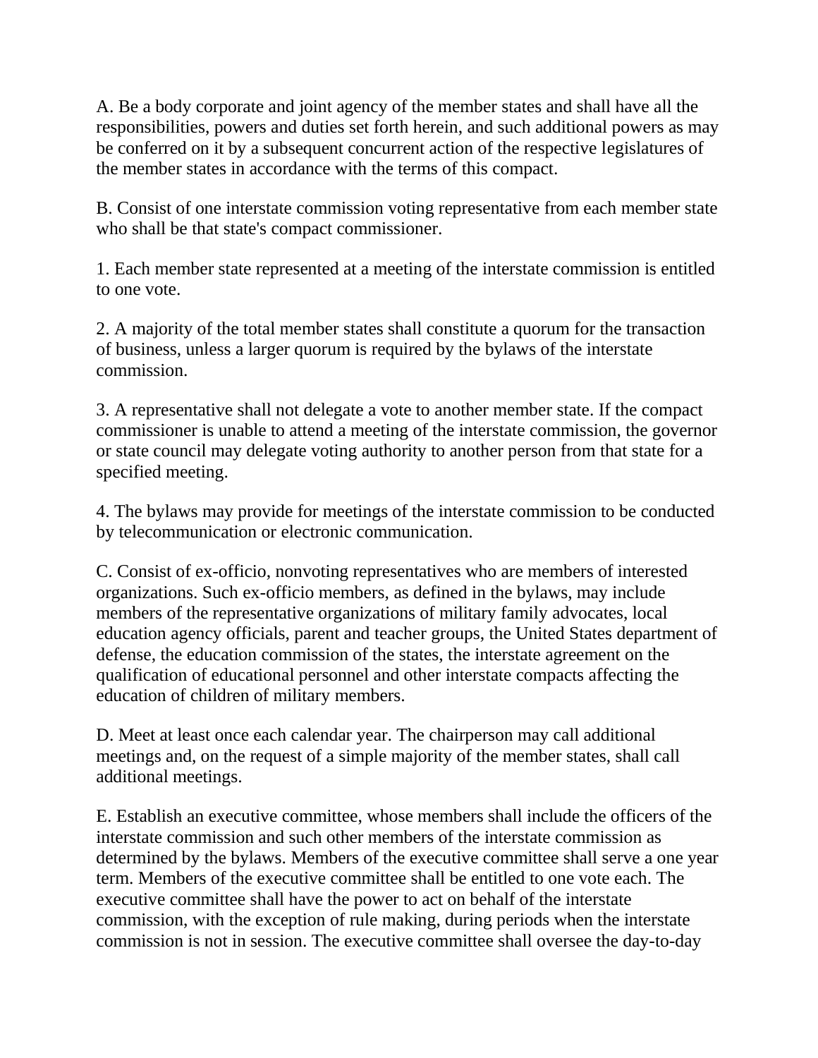A. Be a body corporate and joint agency of the member states and shall have all the responsibilities, powers and duties set forth herein, and such additional powers as may be conferred on it by a subsequent concurrent action of the respective legislatures of the member states in accordance with the terms of this compact.

B. Consist of one interstate commission voting representative from each member state who shall be that state's compact commissioner.

1. Each member state represented at a meeting of the interstate commission is entitled to one vote.

2. A majority of the total member states shall constitute a quorum for the transaction of business, unless a larger quorum is required by the bylaws of the interstate commission.

3. A representative shall not delegate a vote to another member state. If the compact commissioner is unable to attend a meeting of the interstate commission, the governor or state council may delegate voting authority to another person from that state for a specified meeting.

4. The bylaws may provide for meetings of the interstate commission to be conducted by telecommunication or electronic communication.

C. Consist of ex-officio, nonvoting representatives who are members of interested organizations. Such ex-officio members, as defined in the bylaws, may include members of the representative organizations of military family advocates, local education agency officials, parent and teacher groups, the United States department of defense, the education commission of the states, the interstate agreement on the qualification of educational personnel and other interstate compacts affecting the education of children of military members.

D. Meet at least once each calendar year. The chairperson may call additional meetings and, on the request of a simple majority of the member states, shall call additional meetings.

E. Establish an executive committee, whose members shall include the officers of the interstate commission and such other members of the interstate commission as determined by the bylaws. Members of the executive committee shall serve a one year term. Members of the executive committee shall be entitled to one vote each. The executive committee shall have the power to act on behalf of the interstate commission, with the exception of rule making, during periods when the interstate commission is not in session. The executive committee shall oversee the day-to-day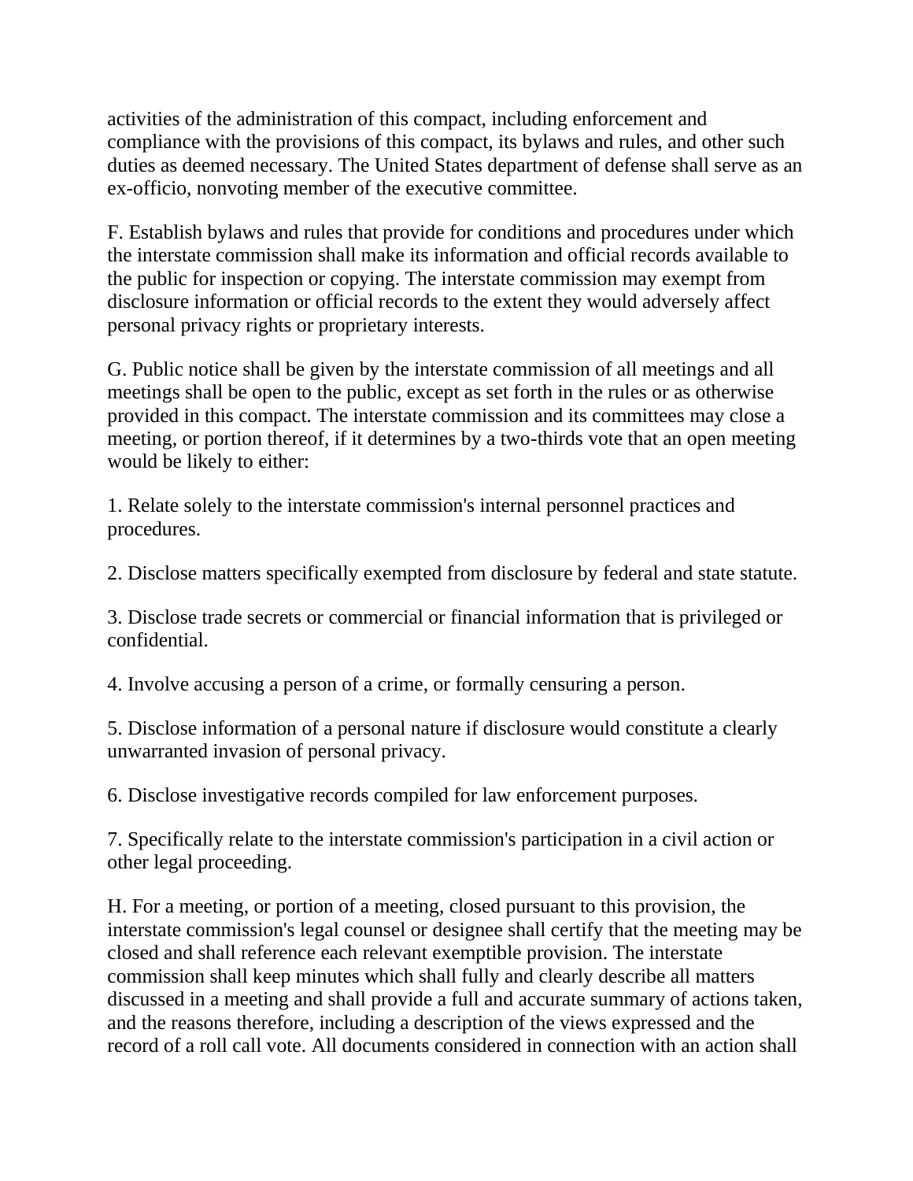activities of the administration of this compact, including enforcement and compliance with the provisions of this compact, its bylaws and rules, and other such duties as deemed necessary. The United States department of defense shall serve as an ex-officio, nonvoting member of the executive committee.

F. Establish bylaws and rules that provide for conditions and procedures under which the interstate commission shall make its information and official records available to the public for inspection or copying. The interstate commission may exempt from disclosure information or official records to the extent they would adversely affect personal privacy rights or proprietary interests.

G. Public notice shall be given by the interstate commission of all meetings and all meetings shall be open to the public, except as set forth in the rules or as otherwise provided in this compact. The interstate commission and its committees may close a meeting, or portion thereof, if it determines by a two-thirds vote that an open meeting would be likely to either:

1. Relate solely to the interstate commission's internal personnel practices and procedures.

2. Disclose matters specifically exempted from disclosure by federal and state statute.

3. Disclose trade secrets or commercial or financial information that is privileged or confidential.

4. Involve accusing a person of a crime, or formally censuring a person.

5. Disclose information of a personal nature if disclosure would constitute a clearly unwarranted invasion of personal privacy.

6. Disclose investigative records compiled for law enforcement purposes.

7. Specifically relate to the interstate commission's participation in a civil action or other legal proceeding.

H. For a meeting, or portion of a meeting, closed pursuant to this provision, the interstate commission's legal counsel or designee shall certify that the meeting may be closed and shall reference each relevant exemptible provision. The interstate commission shall keep minutes which shall fully and clearly describe all matters discussed in a meeting and shall provide a full and accurate summary of actions taken, and the reasons therefore, including a description of the views expressed and the record of a roll call vote. All documents considered in connection with an action shall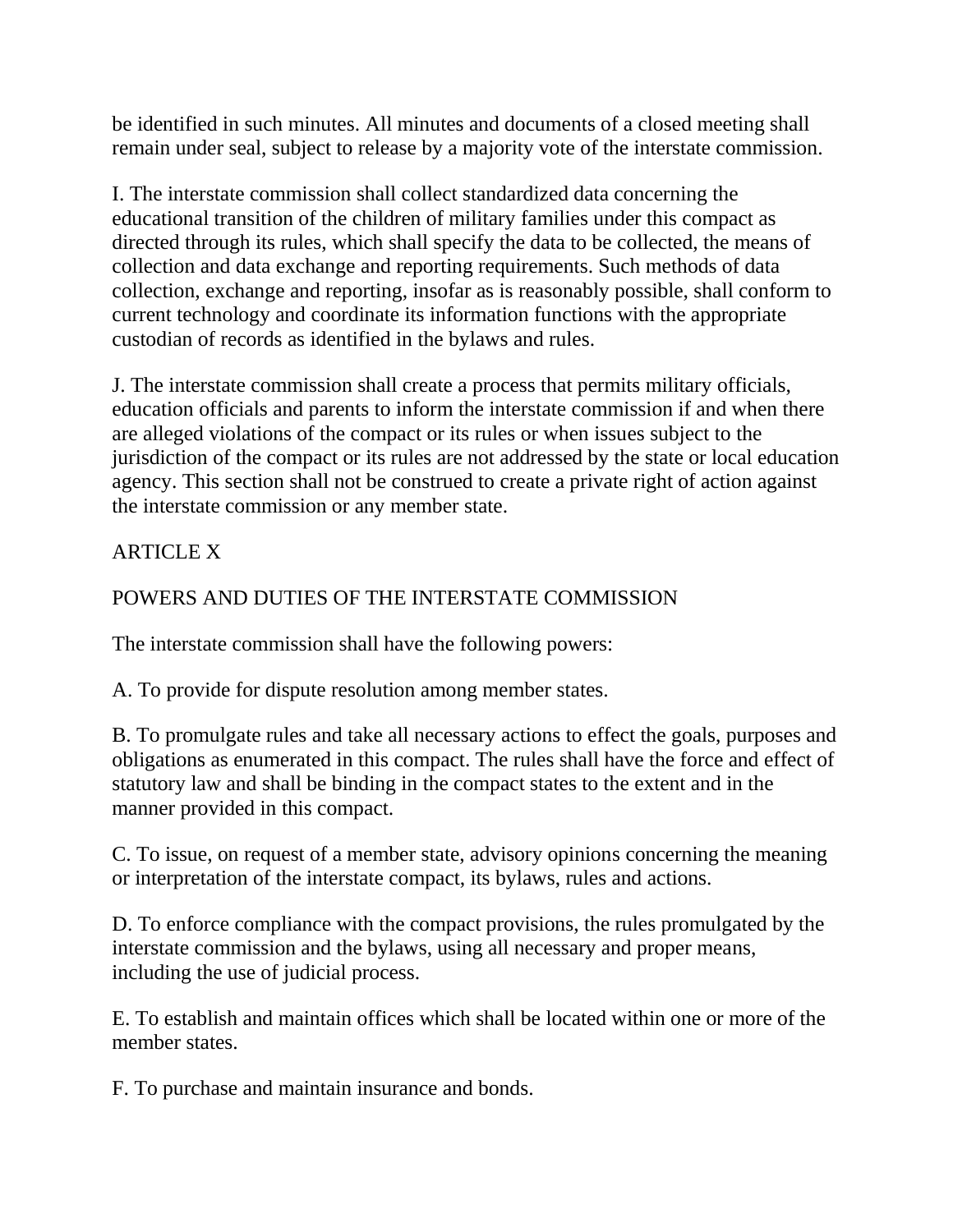be identified in such minutes. All minutes and documents of a closed meeting shall remain under seal, subject to release by a majority vote of the interstate commission.

I. The interstate commission shall collect standardized data concerning the educational transition of the children of military families under this compact as directed through its rules, which shall specify the data to be collected, the means of collection and data exchange and reporting requirements. Such methods of data collection, exchange and reporting, insofar as is reasonably possible, shall conform to current technology and coordinate its information functions with the appropriate custodian of records as identified in the bylaws and rules.

J. The interstate commission shall create a process that permits military officials, education officials and parents to inform the interstate commission if and when there are alleged violations of the compact or its rules or when issues subject to the jurisdiction of the compact or its rules are not addressed by the state or local education agency. This section shall not be construed to create a private right of action against the interstate commission or any member state.

## ARTICLE X

## POWERS AND DUTIES OF THE INTERSTATE COMMISSION

The interstate commission shall have the following powers:

A. To provide for dispute resolution among member states.

B. To promulgate rules and take all necessary actions to effect the goals, purposes and obligations as enumerated in this compact. The rules shall have the force and effect of statutory law and shall be binding in the compact states to the extent and in the manner provided in this compact.

C. To issue, on request of a member state, advisory opinions concerning the meaning or interpretation of the interstate compact, its bylaws, rules and actions.

D. To enforce compliance with the compact provisions, the rules promulgated by the interstate commission and the bylaws, using all necessary and proper means, including the use of judicial process.

E. To establish and maintain offices which shall be located within one or more of the member states.

F. To purchase and maintain insurance and bonds.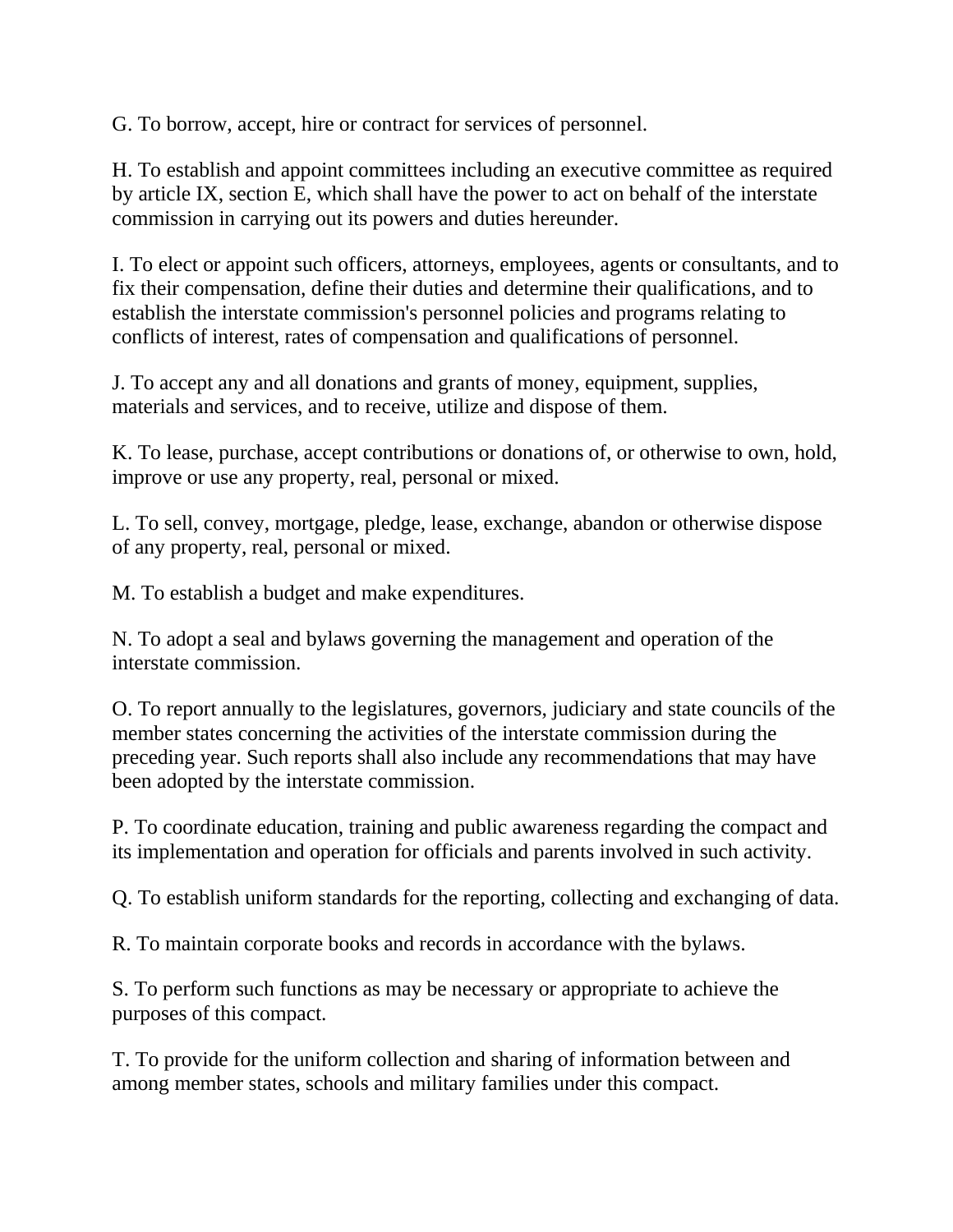G. To borrow, accept, hire or contract for services of personnel.

H. To establish and appoint committees including an executive committee as required by article IX, section E, which shall have the power to act on behalf of the interstate commission in carrying out its powers and duties hereunder.

I. To elect or appoint such officers, attorneys, employees, agents or consultants, and to fix their compensation, define their duties and determine their qualifications, and to establish the interstate commission's personnel policies and programs relating to conflicts of interest, rates of compensation and qualifications of personnel.

J. To accept any and all donations and grants of money, equipment, supplies, materials and services, and to receive, utilize and dispose of them.

K. To lease, purchase, accept contributions or donations of, or otherwise to own, hold, improve or use any property, real, personal or mixed.

L. To sell, convey, mortgage, pledge, lease, exchange, abandon or otherwise dispose of any property, real, personal or mixed.

M. To establish a budget and make expenditures.

N. To adopt a seal and bylaws governing the management and operation of the interstate commission.

O. To report annually to the legislatures, governors, judiciary and state councils of the member states concerning the activities of the interstate commission during the preceding year. Such reports shall also include any recommendations that may have been adopted by the interstate commission.

P. To coordinate education, training and public awareness regarding the compact and its implementation and operation for officials and parents involved in such activity.

Q. To establish uniform standards for the reporting, collecting and exchanging of data.

R. To maintain corporate books and records in accordance with the bylaws.

S. To perform such functions as may be necessary or appropriate to achieve the purposes of this compact.

T. To provide for the uniform collection and sharing of information between and among member states, schools and military families under this compact.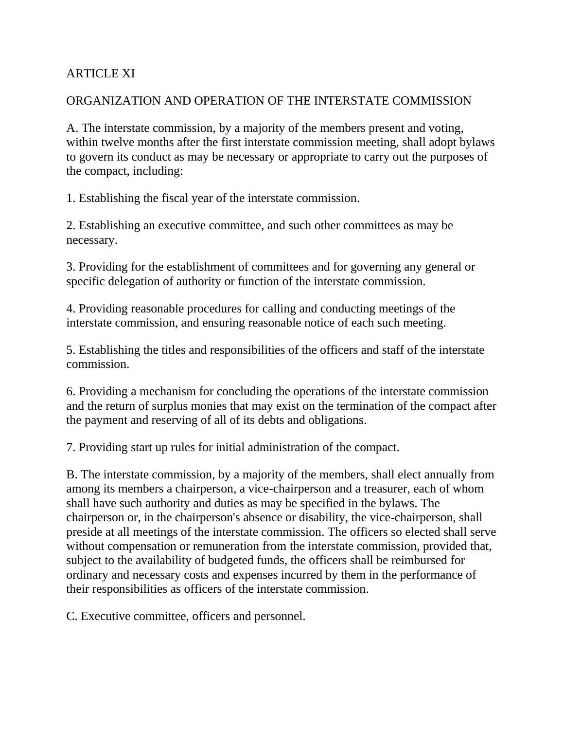## ARTICLE XI

## ORGANIZATION AND OPERATION OF THE INTERSTATE COMMISSION

A. The interstate commission, by a majority of the members present and voting, within twelve months after the first interstate commission meeting, shall adopt bylaws to govern its conduct as may be necessary or appropriate to carry out the purposes of the compact, including:

1. Establishing the fiscal year of the interstate commission.

2. Establishing an executive committee, and such other committees as may be necessary.

3. Providing for the establishment of committees and for governing any general or specific delegation of authority or function of the interstate commission.

4. Providing reasonable procedures for calling and conducting meetings of the interstate commission, and ensuring reasonable notice of each such meeting.

5. Establishing the titles and responsibilities of the officers and staff of the interstate commission.

6. Providing a mechanism for concluding the operations of the interstate commission and the return of surplus monies that may exist on the termination of the compact after the payment and reserving of all of its debts and obligations.

7. Providing start up rules for initial administration of the compact.

B. The interstate commission, by a majority of the members, shall elect annually from among its members a chairperson, a vice-chairperson and a treasurer, each of whom shall have such authority and duties as may be specified in the bylaws. The chairperson or, in the chairperson's absence or disability, the vice-chairperson, shall preside at all meetings of the interstate commission. The officers so elected shall serve without compensation or remuneration from the interstate commission, provided that, subject to the availability of budgeted funds, the officers shall be reimbursed for ordinary and necessary costs and expenses incurred by them in the performance of their responsibilities as officers of the interstate commission.

C. Executive committee, officers and personnel.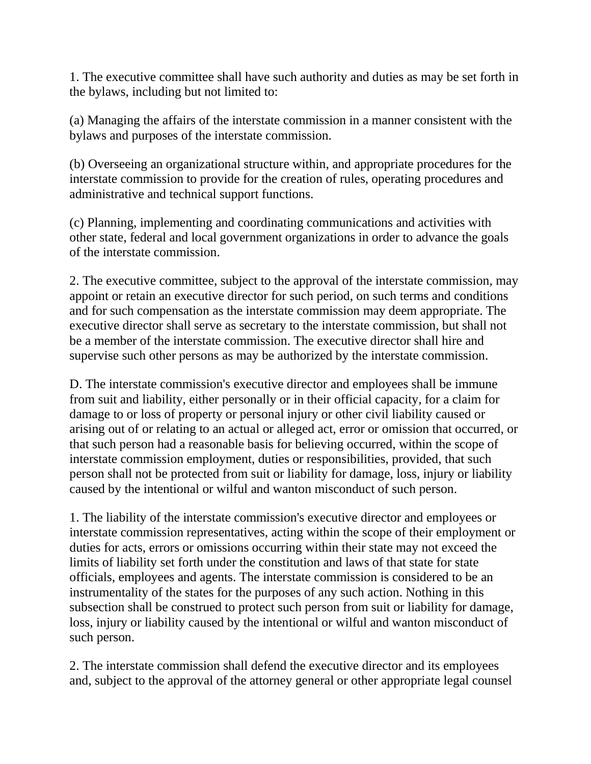1. The executive committee shall have such authority and duties as may be set forth in the bylaws, including but not limited to:

(a) Managing the affairs of the interstate commission in a manner consistent with the bylaws and purposes of the interstate commission.

(b) Overseeing an organizational structure within, and appropriate procedures for the interstate commission to provide for the creation of rules, operating procedures and administrative and technical support functions.

(c) Planning, implementing and coordinating communications and activities with other state, federal and local government organizations in order to advance the goals of the interstate commission.

2. The executive committee, subject to the approval of the interstate commission, may appoint or retain an executive director for such period, on such terms and conditions and for such compensation as the interstate commission may deem appropriate. The executive director shall serve as secretary to the interstate commission, but shall not be a member of the interstate commission. The executive director shall hire and supervise such other persons as may be authorized by the interstate commission.

D. The interstate commission's executive director and employees shall be immune from suit and liability, either personally or in their official capacity, for a claim for damage to or loss of property or personal injury or other civil liability caused or arising out of or relating to an actual or alleged act, error or omission that occurred, or that such person had a reasonable basis for believing occurred, within the scope of interstate commission employment, duties or responsibilities, provided, that such person shall not be protected from suit or liability for damage, loss, injury or liability caused by the intentional or wilful and wanton misconduct of such person.

1. The liability of the interstate commission's executive director and employees or interstate commission representatives, acting within the scope of their employment or duties for acts, errors or omissions occurring within their state may not exceed the limits of liability set forth under the constitution and laws of that state for state officials, employees and agents. The interstate commission is considered to be an instrumentality of the states for the purposes of any such action. Nothing in this subsection shall be construed to protect such person from suit or liability for damage, loss, injury or liability caused by the intentional or wilful and wanton misconduct of such person.

2. The interstate commission shall defend the executive director and its employees and, subject to the approval of the attorney general or other appropriate legal counsel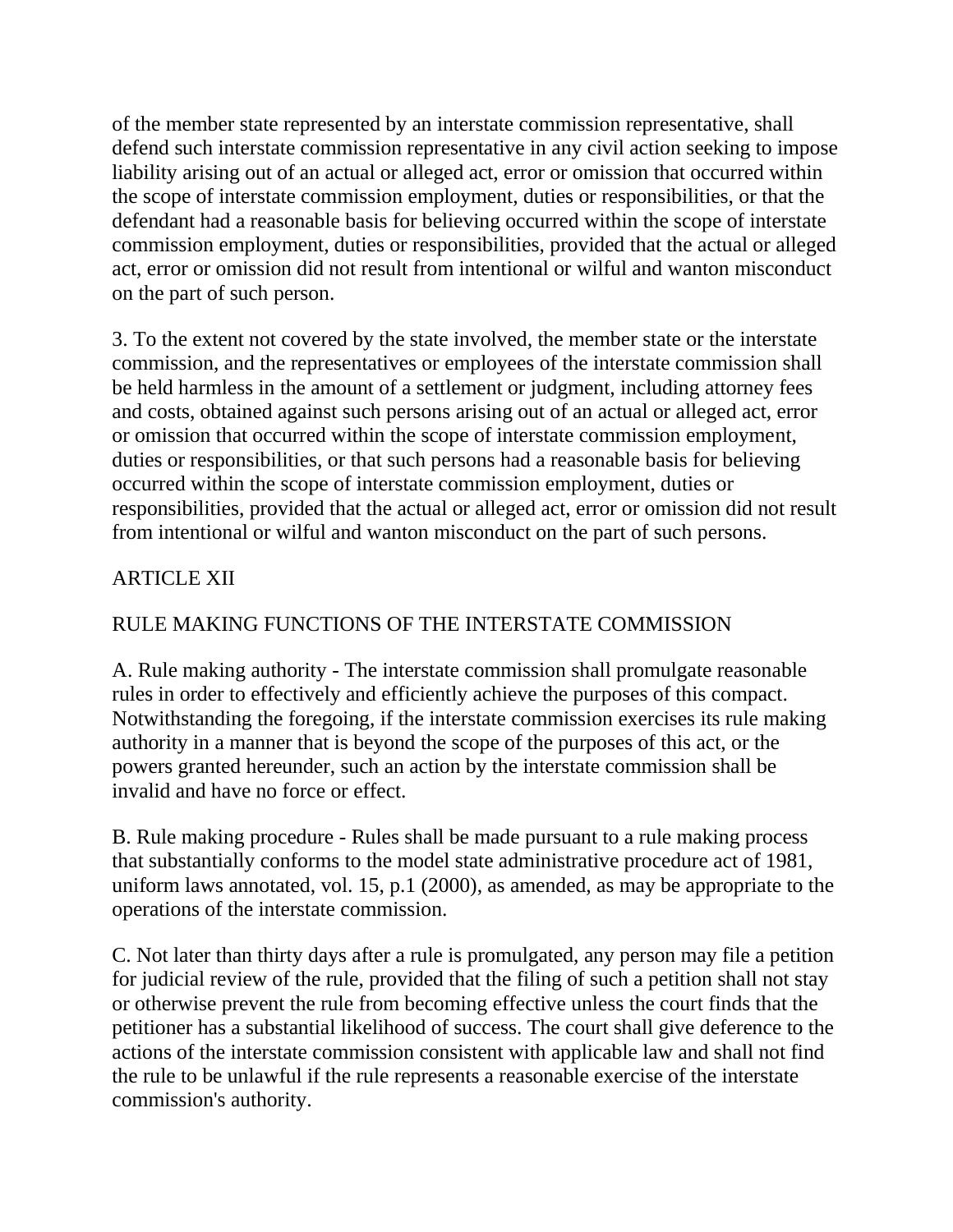of the member state represented by an interstate commission representative, shall defend such interstate commission representative in any civil action seeking to impose liability arising out of an actual or alleged act, error or omission that occurred within the scope of interstate commission employment, duties or responsibilities, or that the defendant had a reasonable basis for believing occurred within the scope of interstate commission employment, duties or responsibilities, provided that the actual or alleged act, error or omission did not result from intentional or wilful and wanton misconduct on the part of such person.

3. To the extent not covered by the state involved, the member state or the interstate commission, and the representatives or employees of the interstate commission shall be held harmless in the amount of a settlement or judgment, including attorney fees and costs, obtained against such persons arising out of an actual or alleged act, error or omission that occurred within the scope of interstate commission employment, duties or responsibilities, or that such persons had a reasonable basis for believing occurred within the scope of interstate commission employment, duties or responsibilities, provided that the actual or alleged act, error or omission did not result from intentional or wilful and wanton misconduct on the part of such persons.

## ARTICLE XII

## RULE MAKING FUNCTIONS OF THE INTERSTATE COMMISSION

A. Rule making authority - The interstate commission shall promulgate reasonable rules in order to effectively and efficiently achieve the purposes of this compact. Notwithstanding the foregoing, if the interstate commission exercises its rule making authority in a manner that is beyond the scope of the purposes of this act, or the powers granted hereunder, such an action by the interstate commission shall be invalid and have no force or effect.

B. Rule making procedure - Rules shall be made pursuant to a rule making process that substantially conforms to the model state administrative procedure act of 1981, uniform laws annotated, vol. 15, p.1 (2000), as amended, as may be appropriate to the operations of the interstate commission.

C. Not later than thirty days after a rule is promulgated, any person may file a petition for judicial review of the rule, provided that the filing of such a petition shall not stay or otherwise prevent the rule from becoming effective unless the court finds that the petitioner has a substantial likelihood of success. The court shall give deference to the actions of the interstate commission consistent with applicable law and shall not find the rule to be unlawful if the rule represents a reasonable exercise of the interstate commission's authority.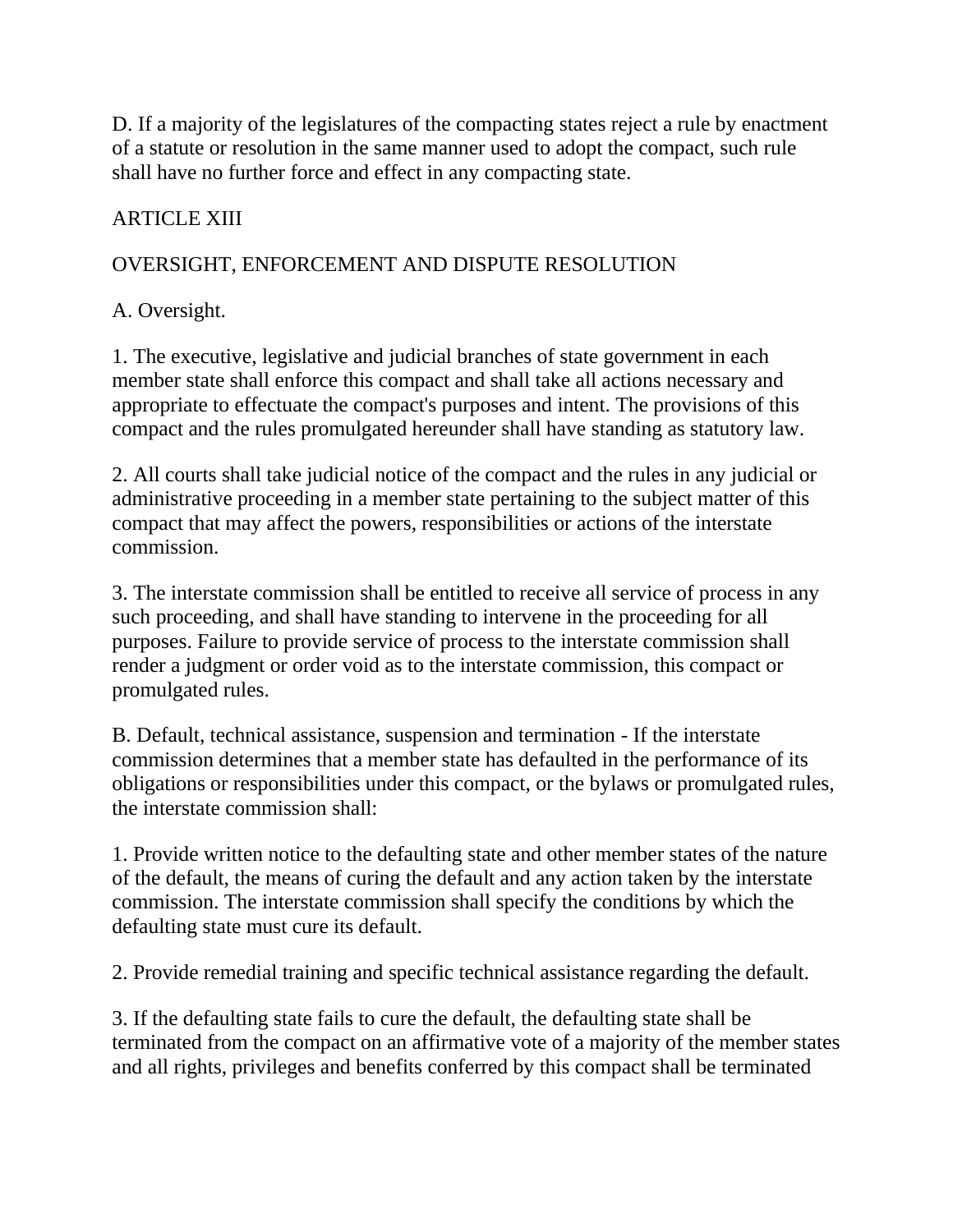D. If a majority of the legislatures of the compacting states reject a rule by enactment of a statute or resolution in the same manner used to adopt the compact, such rule shall have no further force and effect in any compacting state.

ARTICLE XIII

OVERSIGHT, ENFORCEMENT AND DISPUTE RESOLUTION

A. Oversight.

1. The executive, legislative and judicial branches of state government in each member state shall enforce this compact and shall take all actions necessary and appropriate to effectuate the compact's purposes and intent. The provisions of this compact and the rules promulgated hereunder shall have standing as statutory law.

2. All courts shall take judicial notice of the compact and the rules in any judicial or administrative proceeding in a member state pertaining to the subject matter of this compact that may affect the powers, responsibilities or actions of the interstate commission.

3. The interstate commission shall be entitled to receive all service of process in any such proceeding, and shall have standing to intervene in the proceeding for all purposes. Failure to provide service of process to the interstate commission shall render a judgment or order void as to the interstate commission, this compact or promulgated rules.

B. Default, technical assistance, suspension and termination - If the interstate commission determines that a member state has defaulted in the performance of its obligations or responsibilities under this compact, or the bylaws or promulgated rules, the interstate commission shall:

1. Provide written notice to the defaulting state and other member states of the nature of the default, the means of curing the default and any action taken by the interstate commission. The interstate commission shall specify the conditions by which the defaulting state must cure its default.

2. Provide remedial training and specific technical assistance regarding the default.

3. If the defaulting state fails to cure the default, the defaulting state shall be terminated from the compact on an affirmative vote of a majority of the member states and all rights, privileges and benefits conferred by this compact shall be terminated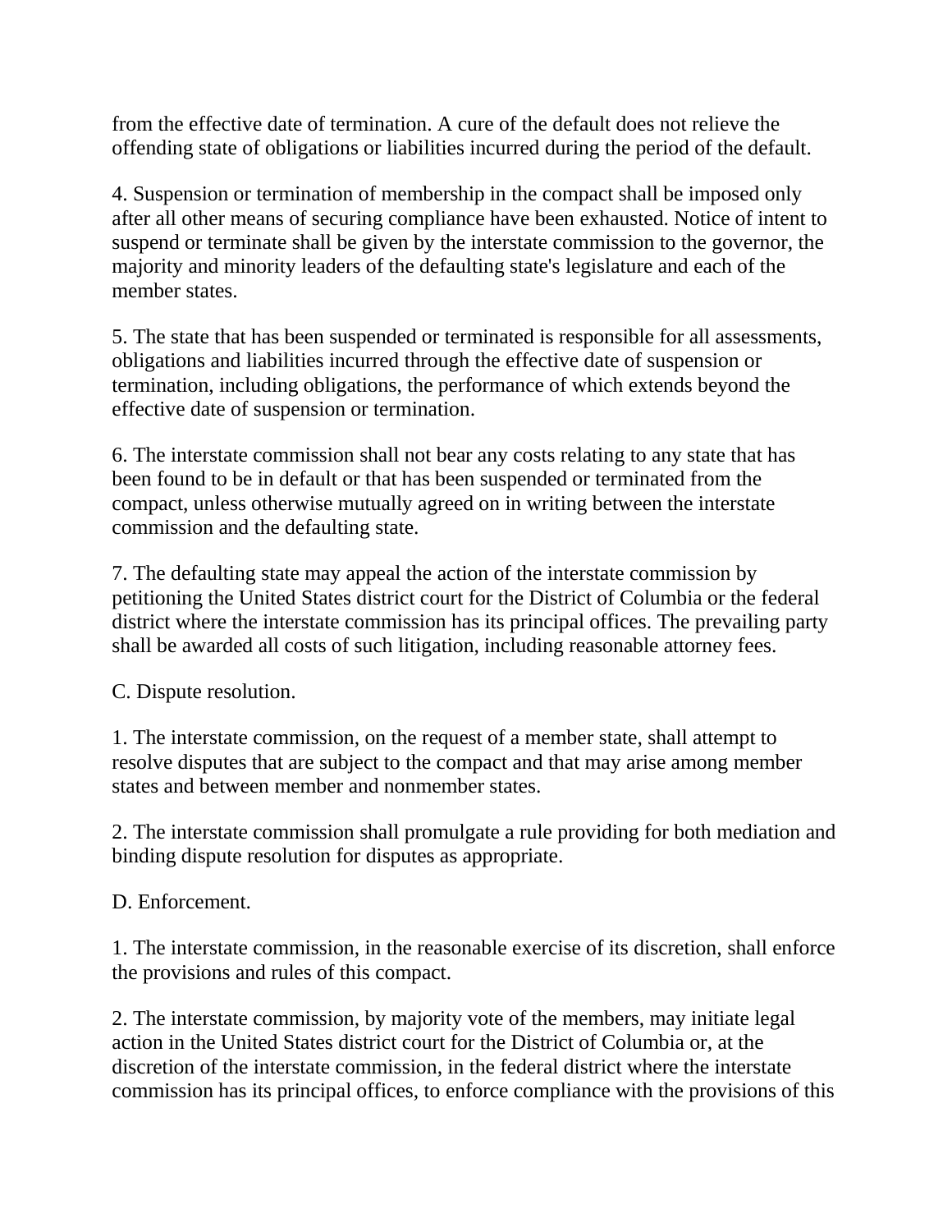from the effective date of termination. A cure of the default does not relieve the offending state of obligations or liabilities incurred during the period of the default.

4. Suspension or termination of membership in the compact shall be imposed only after all other means of securing compliance have been exhausted. Notice of intent to suspend or terminate shall be given by the interstate commission to the governor, the majority and minority leaders of the defaulting state's legislature and each of the member states.

5. The state that has been suspended or terminated is responsible for all assessments, obligations and liabilities incurred through the effective date of suspension or termination, including obligations, the performance of which extends beyond the effective date of suspension or termination.

6. The interstate commission shall not bear any costs relating to any state that has been found to be in default or that has been suspended or terminated from the compact, unless otherwise mutually agreed on in writing between the interstate commission and the defaulting state.

7. The defaulting state may appeal the action of the interstate commission by petitioning the United States district court for the District of Columbia or the federal district where the interstate commission has its principal offices. The prevailing party shall be awarded all costs of such litigation, including reasonable attorney fees.

C. Dispute resolution.

1. The interstate commission, on the request of a member state, shall attempt to resolve disputes that are subject to the compact and that may arise among member states and between member and nonmember states.

2. The interstate commission shall promulgate a rule providing for both mediation and binding dispute resolution for disputes as appropriate.

D. Enforcement.

1. The interstate commission, in the reasonable exercise of its discretion, shall enforce the provisions and rules of this compact.

2. The interstate commission, by majority vote of the members, may initiate legal action in the United States district court for the District of Columbia or, at the discretion of the interstate commission, in the federal district where the interstate commission has its principal offices, to enforce compliance with the provisions of this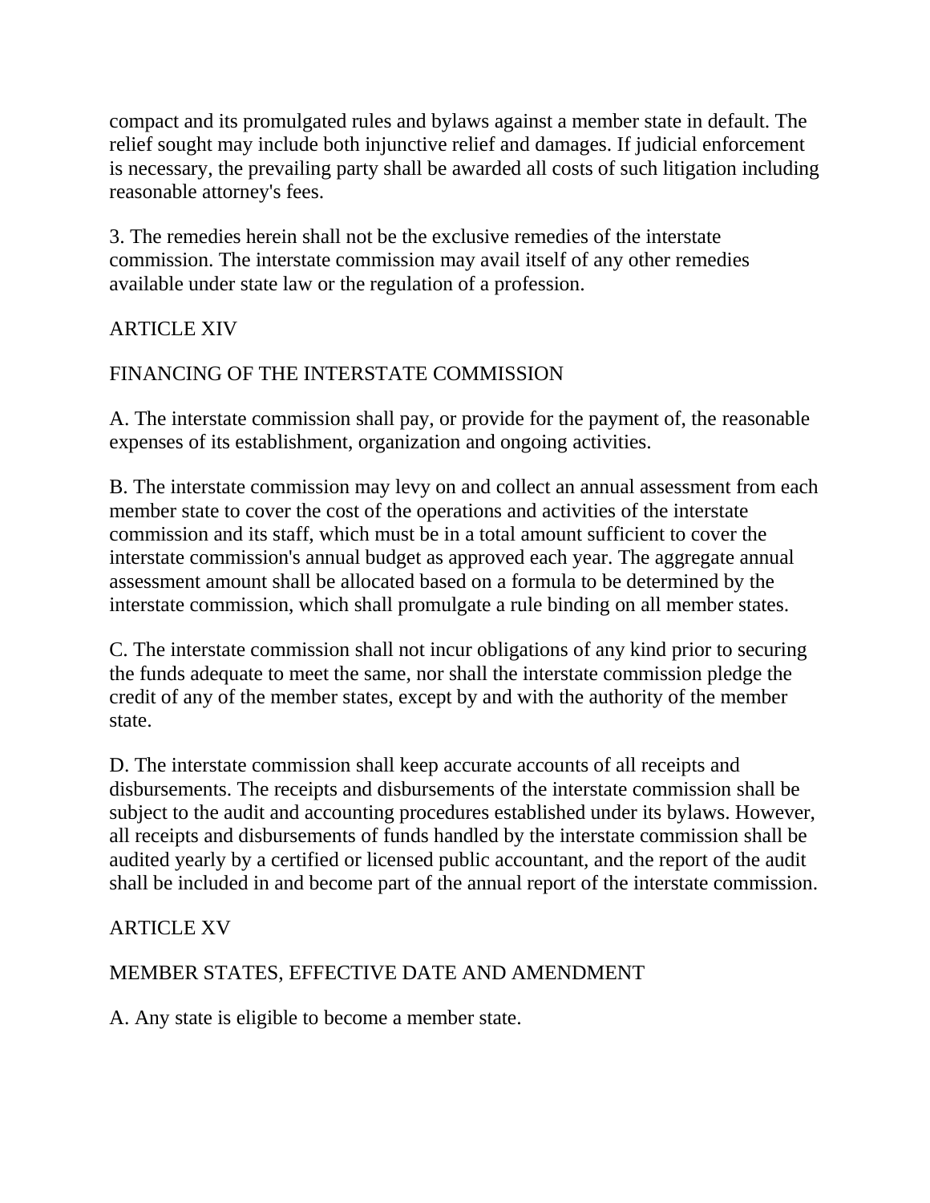compact and its promulgated rules and bylaws against a member state in default. The relief sought may include both injunctive relief and damages. If judicial enforcement is necessary, the prevailing party shall be awarded all costs of such litigation including reasonable attorney's fees.

3. The remedies herein shall not be the exclusive remedies of the interstate commission. The interstate commission may avail itself of any other remedies available under state law or the regulation of a profession.

ARTICLE XIV

FINANCING OF THE INTERSTATE COMMISSION

A. The interstate commission shall pay, or provide for the payment of, the reasonable expenses of its establishment, organization and ongoing activities.

B. The interstate commission may levy on and collect an annual assessment from each member state to cover the cost of the operations and activities of the interstate commission and its staff, which must be in a total amount sufficient to cover the interstate commission's annual budget as approved each year. The aggregate annual assessment amount shall be allocated based on a formula to be determined by the interstate commission, which shall promulgate a rule binding on all member states.

C. The interstate commission shall not incur obligations of any kind prior to securing the funds adequate to meet the same, nor shall the interstate commission pledge the credit of any of the member states, except by and with the authority of the member state.

D. The interstate commission shall keep accurate accounts of all receipts and disbursements. The receipts and disbursements of the interstate commission shall be subject to the audit and accounting procedures established under its bylaws. However, all receipts and disbursements of funds handled by the interstate commission shall be audited yearly by a certified or licensed public accountant, and the report of the audit shall be included in and become part of the annual report of the interstate commission.

ARTICLE XV

MEMBER STATES, EFFECTIVE DATE AND AMENDMENT

A. Any state is eligible to become a member state.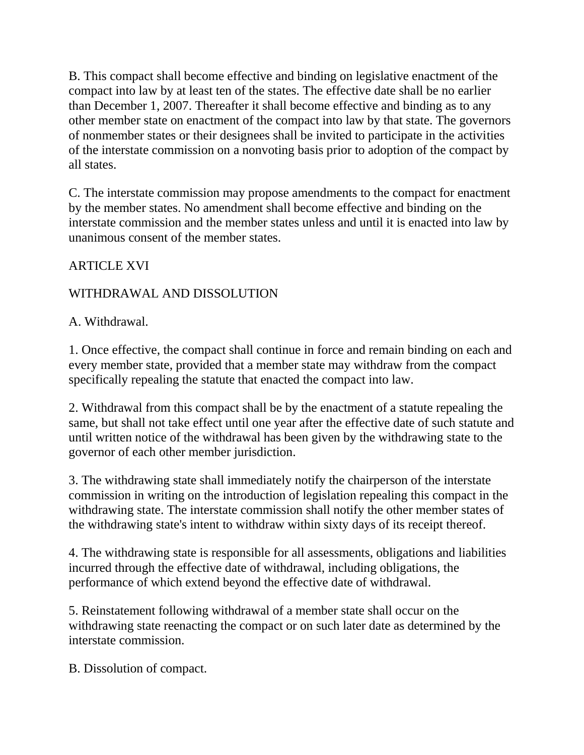B. This compact shall become effective and binding on legislative enactment of the compact into law by at least ten of the states. The effective date shall be no earlier than December 1, 2007. Thereafter it shall become effective and binding as to any other member state on enactment of the compact into law by that state. The governors of nonmember states or their designees shall be invited to participate in the activities of the interstate commission on a nonvoting basis prior to adoption of the compact by all states.

C. The interstate commission may propose amendments to the compact for enactment by the member states. No amendment shall become effective and binding on the interstate commission and the member states unless and until it is enacted into law by unanimous consent of the member states.

ARTICLE XVI

WITHDRAWAL AND DISSOLUTION

A. Withdrawal.

1. Once effective, the compact shall continue in force and remain binding on each and every member state, provided that a member state may withdraw from the compact specifically repealing the statute that enacted the compact into law.

2. Withdrawal from this compact shall be by the enactment of a statute repealing the same, but shall not take effect until one year after the effective date of such statute and until written notice of the withdrawal has been given by the withdrawing state to the governor of each other member jurisdiction.

3. The withdrawing state shall immediately notify the chairperson of the interstate commission in writing on the introduction of legislation repealing this compact in the withdrawing state. The interstate commission shall notify the other member states of the withdrawing state's intent to withdraw within sixty days of its receipt thereof.

4. The withdrawing state is responsible for all assessments, obligations and liabilities incurred through the effective date of withdrawal, including obligations, the performance of which extend beyond the effective date of withdrawal.

5. Reinstatement following withdrawal of a member state shall occur on the withdrawing state reenacting the compact or on such later date as determined by the interstate commission.

B. Dissolution of compact.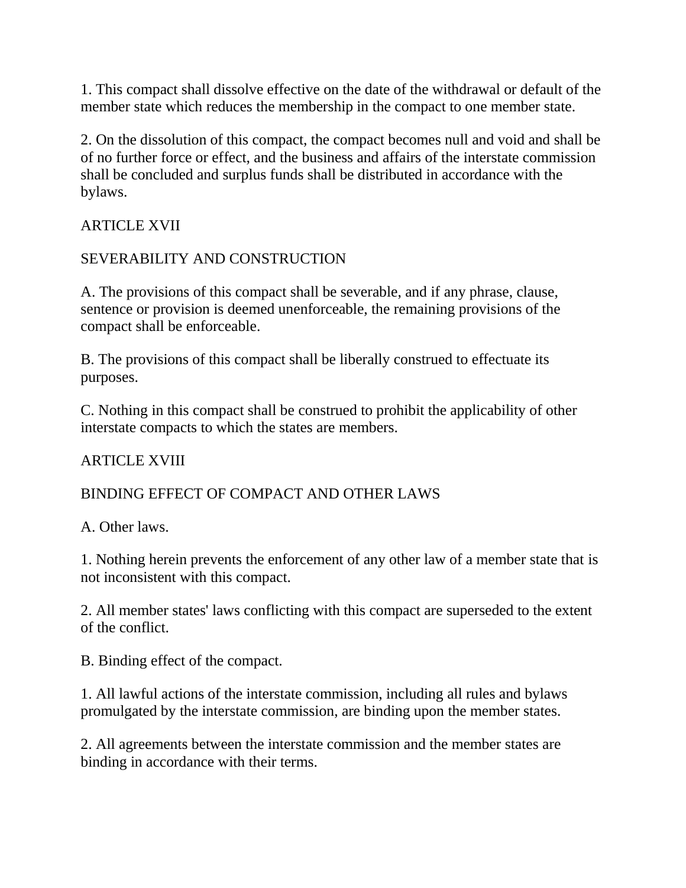1. This compact shall dissolve effective on the date of the withdrawal or default of the member state which reduces the membership in the compact to one member state.

2. On the dissolution of this compact, the compact becomes null and void and shall be of no further force or effect, and the business and affairs of the interstate commission shall be concluded and surplus funds shall be distributed in accordance with the bylaws.

ARTICLE XVII

SEVERABILITY AND CONSTRUCTION

A. The provisions of this compact shall be severable, and if any phrase, clause, sentence or provision is deemed unenforceable, the remaining provisions of the compact shall be enforceable.

B. The provisions of this compact shall be liberally construed to effectuate its purposes.

C. Nothing in this compact shall be construed to prohibit the applicability of other interstate compacts to which the states are members.

ARTICLE XVIII

BINDING EFFECT OF COMPACT AND OTHER LAWS

A. Other laws.

1. Nothing herein prevents the enforcement of any other law of a member state that is not inconsistent with this compact.

2. All member states' laws conflicting with this compact are superseded to the extent of the conflict.

B. Binding effect of the compact.

1. All lawful actions of the interstate commission, including all rules and bylaws promulgated by the interstate commission, are binding upon the member states.

2. All agreements between the interstate commission and the member states are binding in accordance with their terms.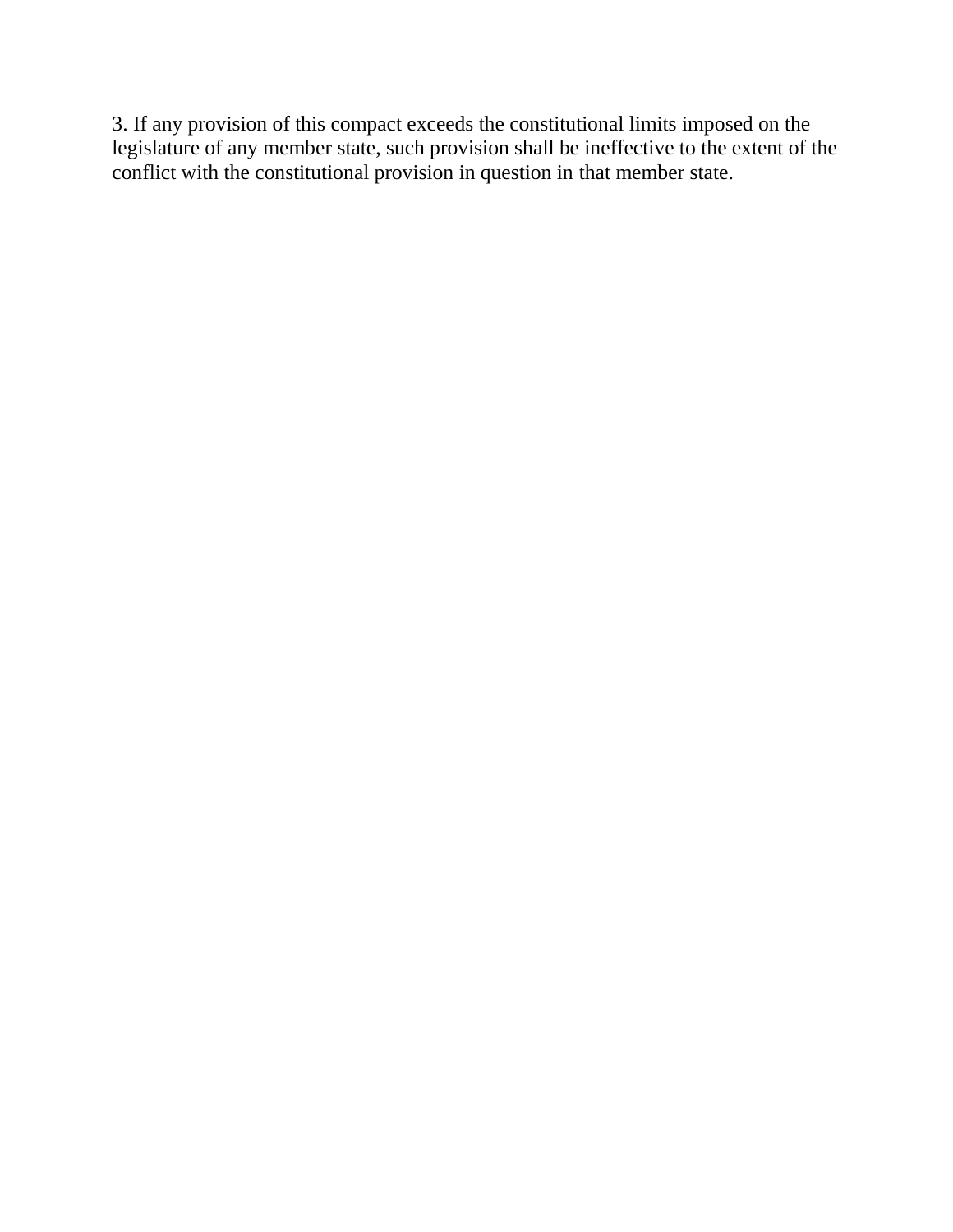3. If any provision of this compact exceeds the constitutional limits imposed on the legislature of any member state, such provision shall be ineffective to the extent of the conflict with the constitutional provision in question in that member state.